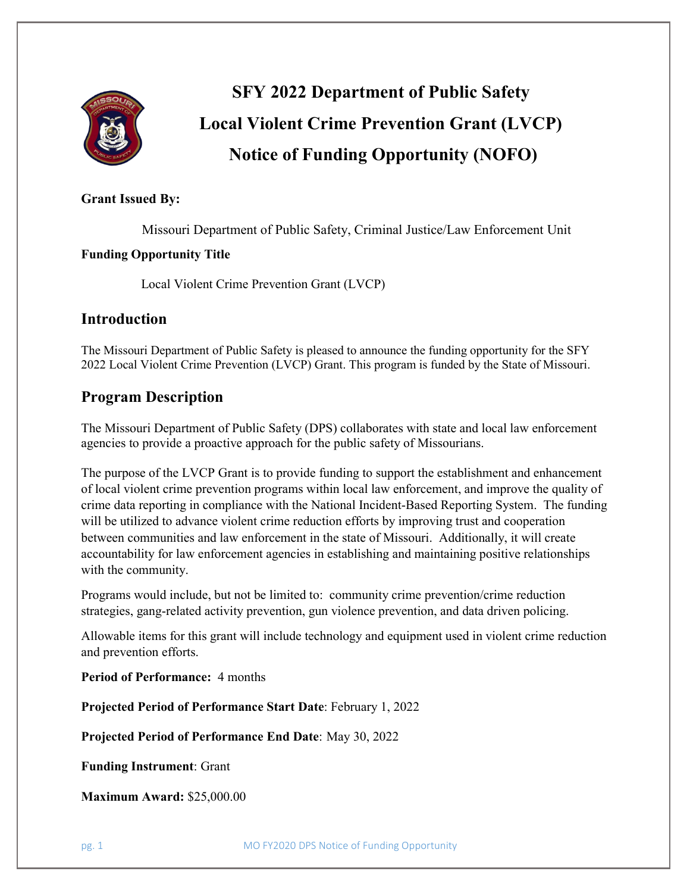# SFY 2022 Department of Public Safety Local Violent Crime Prevention Grant (LVCP) Notice of Funding Opportunity (NOFO)

**Grant Issued By:**

Missouri Department of Public Safety, Criminal Justice/Law Enforcement Unit

**Funding Opportunity Title**

Local Violent Crime Prevention Grant (LVCP)

## Introduction

The Missouri Department of Public Safety is pleased to announce the funding opportunity for the SFY 2022 Local Violent Crime Prevention (LVCP) Grant. This program is funded by the State of Missouri.

## Program Description

The Missouri Department of Public Safety (DPS) collaborates with state and local law enforcement agencies to provide a proactive approach for the public safety of Missourians.

The purpose of the LVCP Grant is to provide funding to support the establishment and enhancement of local violent crime prevention programs within local law enforcement, and improve the quality of crime data reporting in compliance with the National Incident-Based Reporting System. The funding will be utilized to advance violent crime reduction efforts by improving trust and cooperation between communities and law enforcement in the state of Missouri. Additionally, it will create accountability for law enforcement agencies in establishing and maintaining positive relationships with the community.

Programs would include, but not be limited to: community crime prevention/crime reduction strategies, gang-related activity prevention, gun violence prevention, and data driven policing.

Allowable items for this grant will include technology and equipment used in violent crime reduction and prevention efforts.

**Period of Performance:** 4 months

**Projected Period of Performance Start Date**: February 1, 2022

**Projected Period of Performance End Date**: May 30, 2022

**Funding Instrument**: Grant

**Maximum Award:** $25,000.00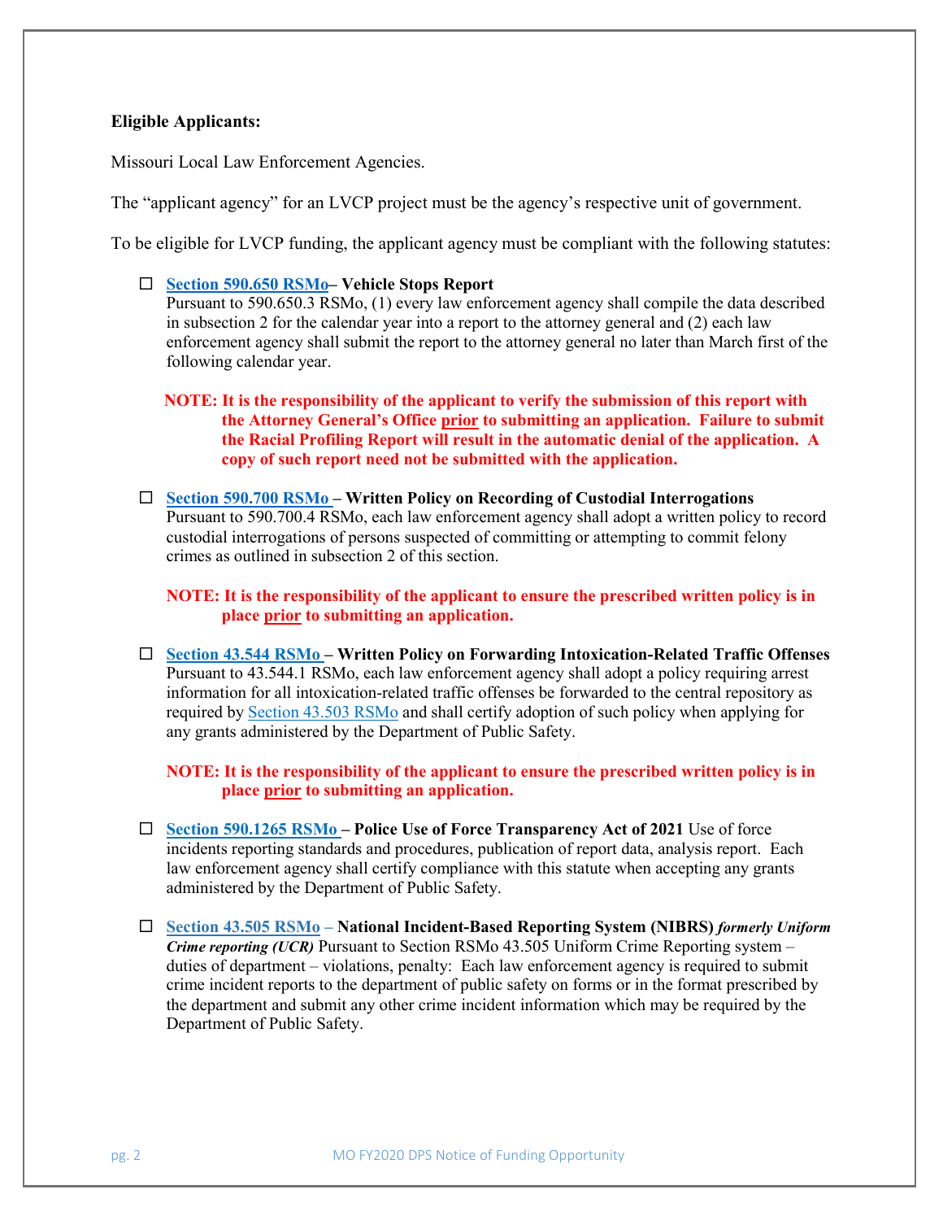**Eligible Applicants:**

Missouri Local Law Enforcement Agencies.

The "applicant agency" for an LVCP project must be the agency's respective unit of government.

To be eligible for LVCP funding, the applicant agency must be compliant with the following statutes:

- ☐ **Section 590.650 RSMo– Vehicle Stops Report**
  Pursuant to 590.650.3 RSMo, (1) every law enforcement agency shall compile the data described in subsection 2 for the calendar year into a report to the attorney general and (2) each law enforcement agency shall submit the report to the attorney general no later than March first of the following calendar year.

  **NOTE: It is the responsibility of the applicant to verify the submission of this report with the Attorney General's Office prior to submitting an application. Failure to submit the Racial Profiling Report will result in the automatic denial of the application. A copy of such report need not be submitted with the application.**

- ☐ **Section 590.700 RSMo – Written Policy on Recording of Custodial Interrogations**
  Pursuant to 590.700.4 RSMo, each law enforcement agency shall adopt a written policy to record custodial interrogations of persons suspected of committing or attempting to commit felony crimes as outlined in subsection 2 of this section.

  **NOTE: It is the responsibility of the applicant to ensure the prescribed written policy is in place prior to submitting an application.**

- ☐ **Section 43.544 RSMo – Written Policy on Forwarding Intoxication-Related Traffic Offenses**
  Pursuant to 43.544.1 RSMo, each law enforcement agency shall adopt a policy requiring arrest information for all intoxication-related traffic offenses be forwarded to the central repository as required by Section 43.503 RSMo and shall certify adoption of such policy when applying for any grants administered by the Department of Public Safety.

  **NOTE: It is the responsibility of the applicant to ensure the prescribed written policy is in place prior to submitting an application.**

- ☐ **Section 590.1265 RSMo – Police Use of Force Transparency Act of 2021** Use of force incidents reporting standards and procedures, publication of report data, analysis report. Each law enforcement agency shall certify compliance with this statute when accepting any grants administered by the Department of Public Safety.

- ☐ **Section 43.505 RSMo – National Incident-Based Reporting System (NIBRS)** ***formerly Uniform Crime reporting (UCR)*** Pursuant to Section RSMo 43.505 Uniform Crime Reporting system – duties of department – violations, penalty: Each law enforcement agency is required to submit crime incident reports to the department of public safety on forms or in the format prescribed by the department and submit any other crime incident information which may be required by the Department of Public Safety.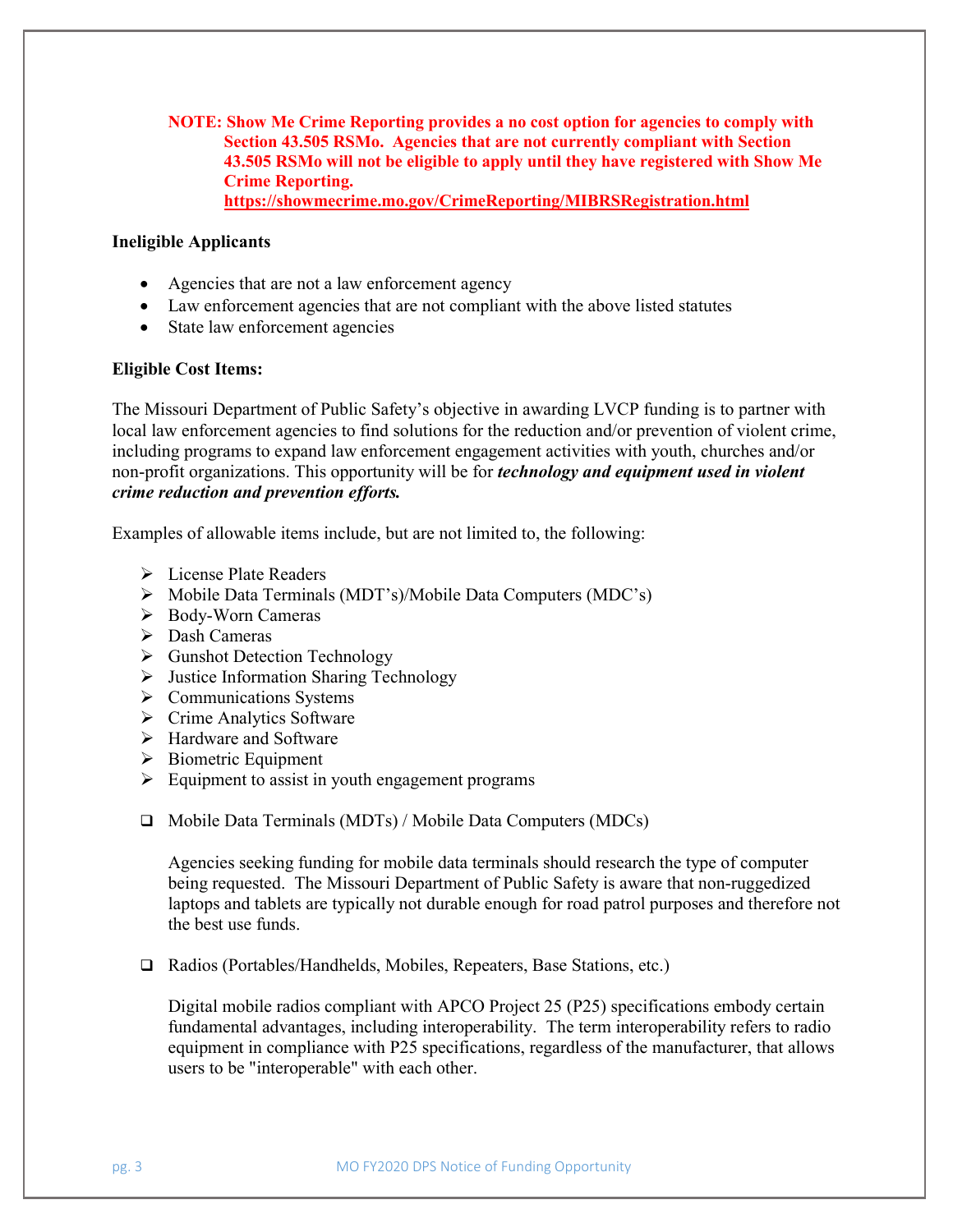**NOTE: Show Me Crime Reporting provides a no cost option for agencies to comply with Section 43.505 RSMo. Agencies that are not currently compliant with Section 43.505 RSMo will not be eligible to apply until they have registered with Show Me Crime Reporting. https://showmecrime.mo.gov/CrimeReporting/MIBRSRegistration.html**

**Ineligible Applicants**

- Agencies that are not a law enforcement agency
- Law enforcement agencies that are not compliant with the above listed statutes
- State law enforcement agencies

**Eligible Cost Items:**

The Missouri Department of Public Safety's objective in awarding LVCP funding is to partner with local law enforcement agencies to find solutions for the reduction and/or prevention of violent crime, including programs to expand law enforcement engagement activities with youth, churches and/or non-profit organizations. This opportunity will be for ***technology and equipment used in violent crime reduction and prevention efforts.***

Examples of allowable items include, but are not limited to, the following:

- License Plate Readers
- Mobile Data Terminals (MDT's)/Mobile Data Computers (MDC's)
- Body-Worn Cameras
- Dash Cameras
- Gunshot Detection Technology
- Justice Information Sharing Technology
- Communications Systems
- Crime Analytics Software
- Hardware and Software
- Biometric Equipment
- Equipment to assist in youth engagement programs

- Mobile Data Terminals (MDTs) / Mobile Data Computers (MDCs)

  Agencies seeking funding for mobile data terminals should research the type of computer being requested. The Missouri Department of Public Safety is aware that non-ruggedized laptops and tablets are typically not durable enough for road patrol purposes and therefore not the best use funds.

- Radios (Portables/Handhelds, Mobiles, Repeaters, Base Stations, etc.)

  Digital mobile radios compliant with APCO Project 25 (P25) specifications embody certain fundamental advantages, including interoperability. The term interoperability refers to radio equipment in compliance with P25 specifications, regardless of the manufacturer, that allows users to be "interoperable" with each other.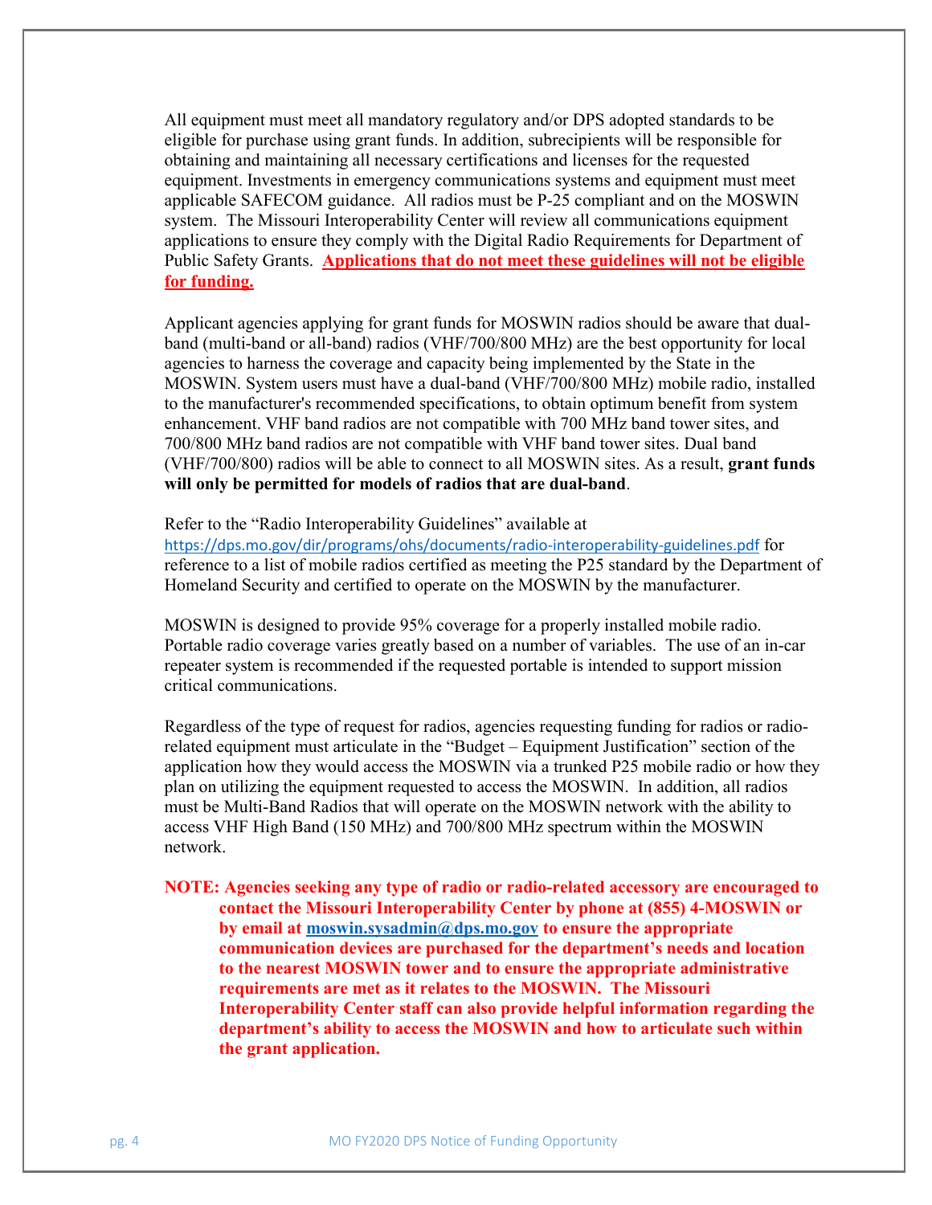All equipment must meet all mandatory regulatory and/or DPS adopted standards to be eligible for purchase using grant funds. In addition, subrecipients will be responsible for obtaining and maintaining all necessary certifications and licenses for the requested equipment. Investments in emergency communications systems and equipment must meet applicable SAFECOM guidance. All radios must be P-25 compliant and on the MOSWIN system. The Missouri Interoperability Center will review all communications equipment applications to ensure they comply with the Digital Radio Requirements for Department of Public Safety Grants. **Applications that do not meet these guidelines will not be eligible for funding.**

Applicant agencies applying for grant funds for MOSWIN radios should be aware that dual-band (multi-band or all-band) radios (VHF/700/800 MHz) are the best opportunity for local agencies to harness the coverage and capacity being implemented by the State in the MOSWIN. System users must have a dual-band (VHF/700/800 MHz) mobile radio, installed to the manufacturer's recommended specifications, to obtain optimum benefit from system enhancement. VHF band radios are not compatible with 700 MHz band tower sites, and 700/800 MHz band radios are not compatible with VHF band tower sites. Dual band (VHF/700/800) radios will be able to connect to all MOSWIN sites. As a result, **grant funds will only be permitted for models of radios that are dual-band**.

Refer to the "Radio Interoperability Guidelines" available at https://dps.mo.gov/dir/programs/ohs/documents/radio-interoperability-guidelines.pdf for reference to a list of mobile radios certified as meeting the P25 standard by the Department of Homeland Security and certified to operate on the MOSWIN by the manufacturer.

MOSWIN is designed to provide 95% coverage for a properly installed mobile radio. Portable radio coverage varies greatly based on a number of variables. The use of an in-car repeater system is recommended if the requested portable is intended to support mission critical communications.

Regardless of the type of request for radios, agencies requesting funding for radios or radio-related equipment must articulate in the "Budget – Equipment Justification" section of the application how they would access the MOSWIN via a trunked P25 mobile radio or how they plan on utilizing the equipment requested to access the MOSWIN. In addition, all radios must be Multi-Band Radios that will operate on the MOSWIN network with the ability to access VHF High Band (150 MHz) and 700/800 MHz spectrum within the MOSWIN network.

**NOTE: Agencies seeking any type of radio or radio-related accessory are encouraged to contact the Missouri Interoperability Center by phone at (855) 4-MOSWIN or by email at moswin.sysadmin@dps.mo.gov to ensure the appropriate communication devices are purchased for the department's needs and location to the nearest MOSWIN tower and to ensure the appropriate administrative requirements are met as it relates to the MOSWIN. The Missouri Interoperability Center staff can also provide helpful information regarding the department's ability to access the MOSWIN and how to articulate such within the grant application.**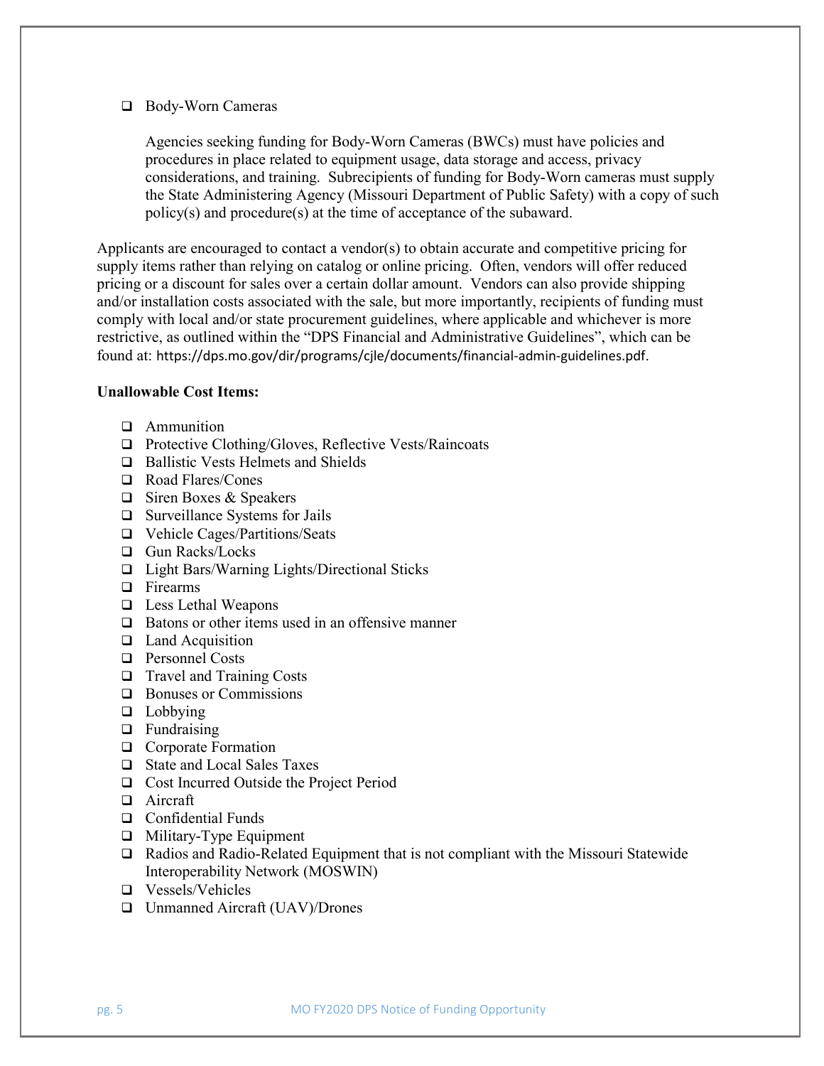- Body-Worn Cameras

  Agencies seeking funding for Body-Worn Cameras (BWCs) must have policies and procedures in place related to equipment usage, data storage and access, privacy considerations, and training. Subrecipients of funding for Body-Worn cameras must supply the State Administering Agency (Missouri Department of Public Safety) with a copy of such policy(s) and procedure(s) at the time of acceptance of the subaward.

Applicants are encouraged to contact a vendor(s) to obtain accurate and competitive pricing for supply items rather than relying on catalog or online pricing. Often, vendors will offer reduced pricing or a discount for sales over a certain dollar amount. Vendors can also provide shipping and/or installation costs associated with the sale, but more importantly, recipients of funding must comply with local and/or state procurement guidelines, where applicable and whichever is more restrictive, as outlined within the "DPS Financial and Administrative Guidelines", which can be found at: https://dps.mo.gov/dir/programs/cjle/documents/financial-admin-guidelines.pdf.

**Unallowable Cost Items:**

- Ammunition
- Protective Clothing/Gloves, Reflective Vests/Raincoats
- Ballistic Vests Helmets and Shields
- Road Flares/Cones
- Siren Boxes & Speakers
- Surveillance Systems for Jails
- Vehicle Cages/Partitions/Seats
- Gun Racks/Locks
- Light Bars/Warning Lights/Directional Sticks
- Firearms
- Less Lethal Weapons
- Batons or other items used in an offensive manner
- Land Acquisition
- Personnel Costs
- Travel and Training Costs
- Bonuses or Commissions
- Lobbying
- Fundraising
- Corporate Formation
- State and Local Sales Taxes
- Cost Incurred Outside the Project Period
- Aircraft
- Confidential Funds
- Military-Type Equipment
- Radios and Radio-Related Equipment that is not compliant with the Missouri Statewide Interoperability Network (MOSWIN)
- Vessels/Vehicles
- Unmanned Aircraft (UAV)/Drones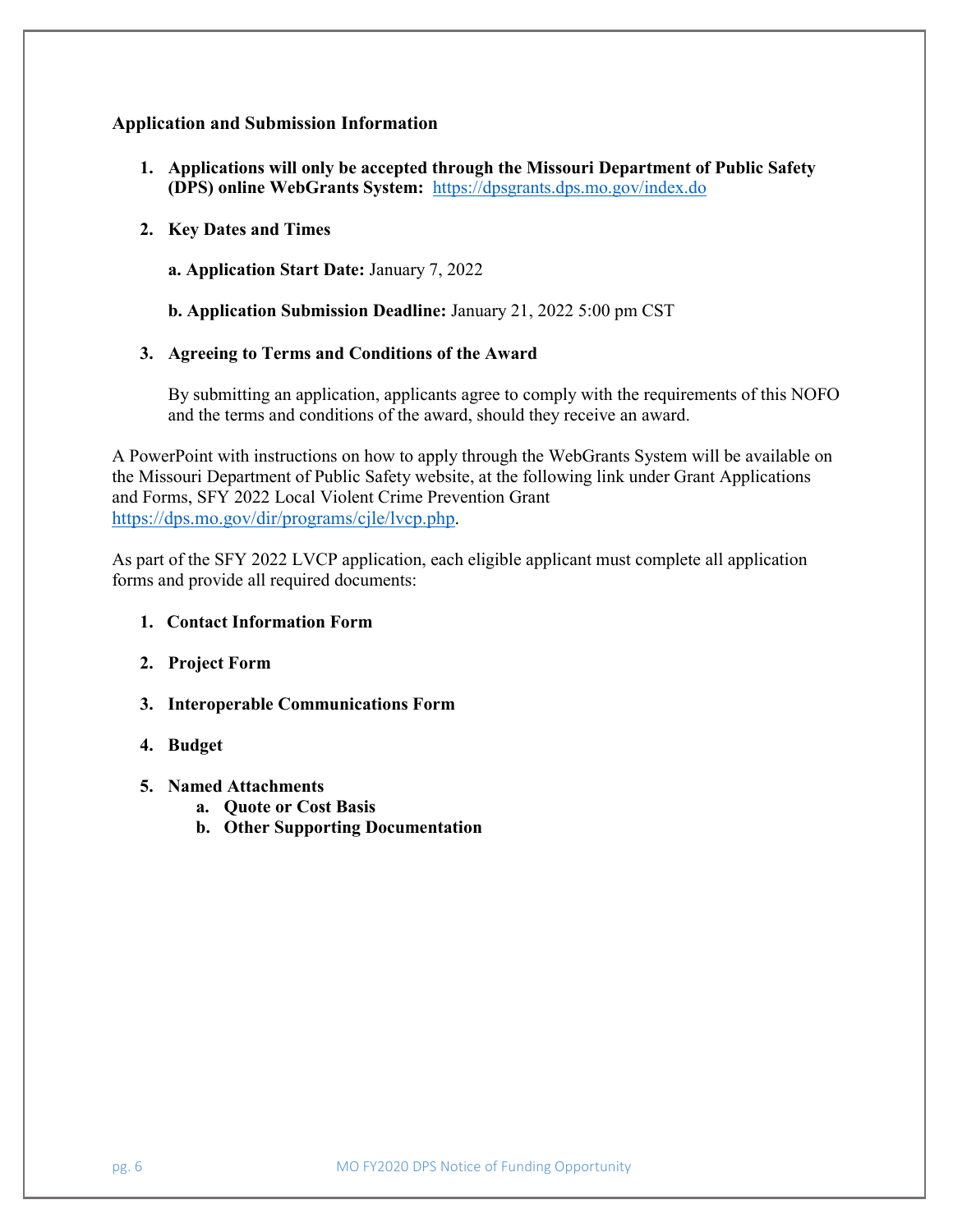**Application and Submission Information**

1. **Applications will only be accepted through the Missouri Department of Public Safety (DPS) online WebGrants System:** https://dpsgrants.dps.mo.gov/index.do

2. **Key Dates and Times**

   **a. Application Start Date:** January 7, 2022

   **b. Application Submission Deadline:** January 21, 2022 5:00 pm CST

3. **Agreeing to Terms and Conditions of the Award**

   By submitting an application, applicants agree to comply with the requirements of this NOFO and the terms and conditions of the award, should they receive an award.

A PowerPoint with instructions on how to apply through the WebGrants System will be available on the Missouri Department of Public Safety website, at the following link under Grant Applications and Forms, SFY 2022 Local Violent Crime Prevention Grant https://dps.mo.gov/dir/programs/cjle/lvcp.php.

As part of the SFY 2022 LVCP application, each eligible applicant must complete all application forms and provide all required documents:

1. **Contact Information Form**

2. **Project Form**

3. **Interoperable Communications Form**

4. **Budget**

5. **Named Attachments**
   a. **Quote or Cost Basis**
   b. **Other Supporting Documentation**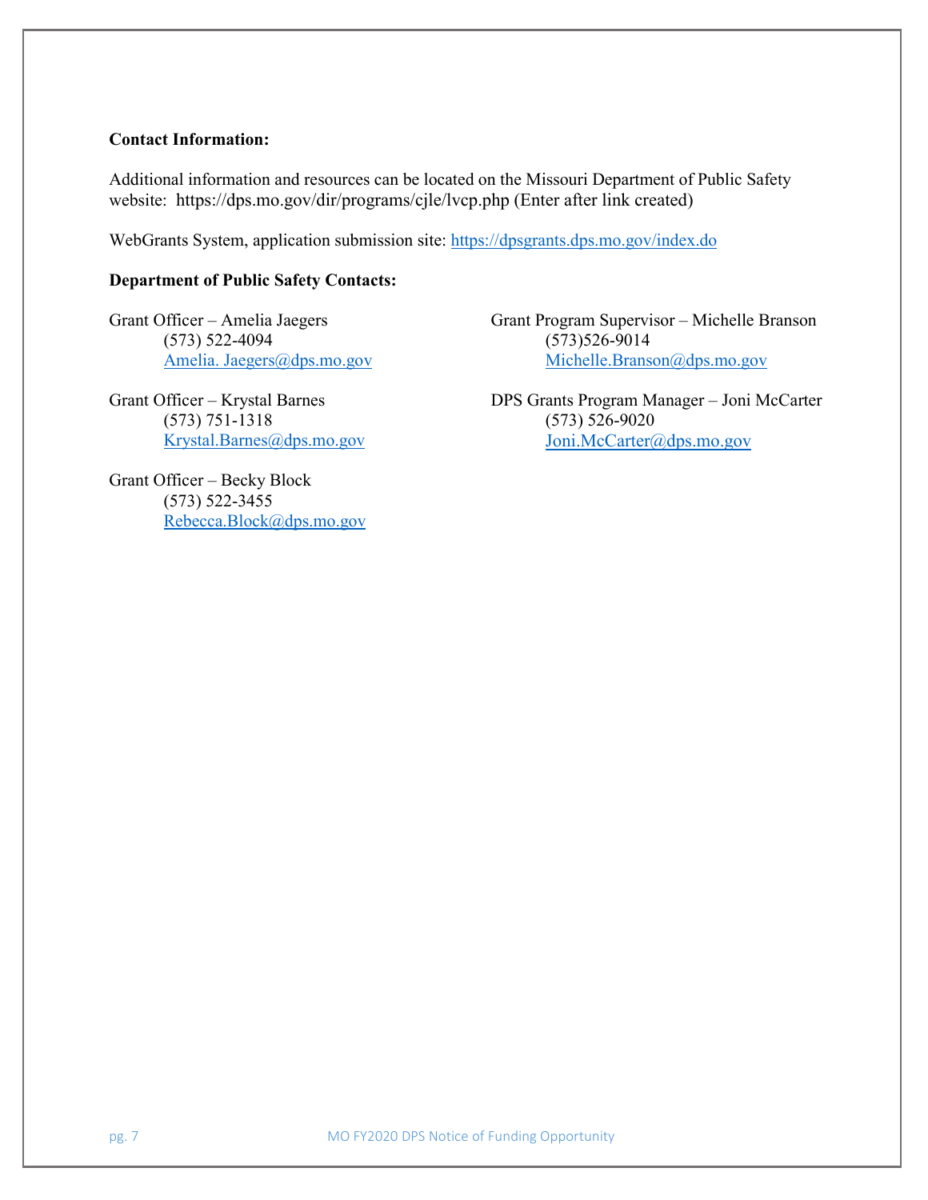**Contact Information:**

Additional information and resources can be located on the Missouri Department of Public Safety website: https://dps.mo.gov/dir/programs/cjle/lvcp.php (Enter after link created)

WebGrants System, application submission site: https://dpsgrants.dps.mo.gov/index.do

**Department of Public Safety Contacts:**

Grant Officer – Amelia Jaegers
(573) 522-4094
Amelia. Jaegers@dps.mo.gov

Grant Officer – Krystal Barnes
(573) 751-1318
Krystal.Barnes@dps.mo.gov

Grant Officer – Becky Block
(573) 522-3455
Rebecca.Block@dps.mo.gov

Grant Program Supervisor – Michelle Branson
(573)526-9014
Michelle.Branson@dps.mo.gov

DPS Grants Program Manager – Joni McCarter
(573) 526-9020
Joni.McCarter@dps.mo.gov